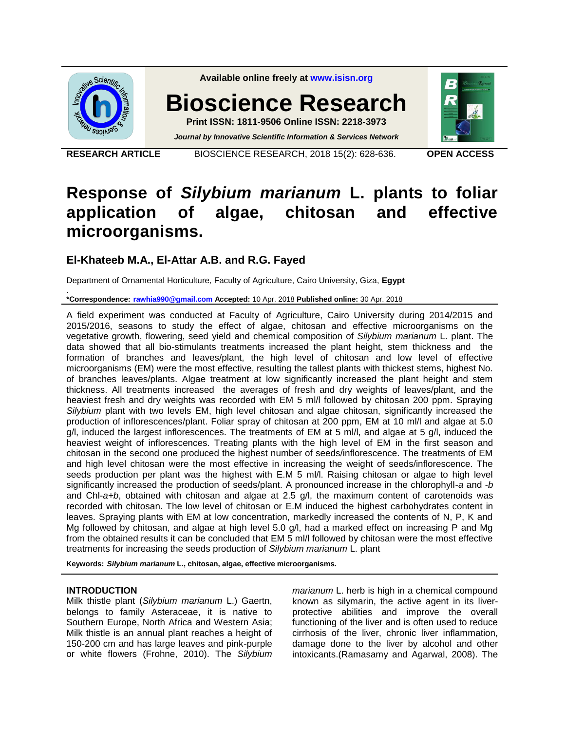**Available online freely at www.isisn.org**

# Bioscience Research

**Print ISSN: 1811-9506 Online ISSN: 2218-3973**

***Journal by Innovative Scientific Information & Services Network***

**RESEARCH ARTICLE** BIOSCIENCE RESEARCH, 2018 15(2): 628-636. **OPEN ACCESS**

# Response of *Silybium marianum* L. plants to foliar application of algae, chitosan and effective microorganisms.

## El-Khateeb M.A., El-Attar A.B. and R.G. Fayed

Department of Ornamental Horticulture, Faculty of Agriculture, Cairo University, Giza, **Egypt**

**\*Correspondence: rawhia990@gmail.com Accepted:** 10 Apr. 2018 **Published online:** 30 Apr. 2018

A field experiment was conducted at Faculty of Agriculture, Cairo University during 2014/2015 and 2015/2016, seasons to study the effect of algae, chitosan and effective microorganisms on the vegetative growth, flowering, seed yield and chemical composition of *Silybium marianum* L. plant. The data showed that all bio-stimulants treatments increased the plant height, stem thickness and the formation of branches and leaves/plant, the high level of chitosan and low level of effective microorganisms (EM) were the most effective, resulting the tallest plants with thickest stems, highest No. of branches leaves/plants. Algae treatment at low significantly increased the plant height and stem thickness. All treatments increased the averages of fresh and dry weights of leaves/plant, and the heaviest fresh and dry weights was recorded with EM 5 ml/l followed by chitosan 200 ppm. Spraying *Silybium* plant with two levels EM, high level chitosan and algae chitosan, significantly increased the production of inflorescences/plant. Foliar spray of chitosan at 200 ppm, EM at 10 ml/l and algae at 5.0 g/l, induced the largest inflorescences. The treatments of EM at 5 ml/l, and algae at 5 g/l, induced the heaviest weight of inflorescences. Treating plants with the high level of EM in the first season and chitosan in the second one produced the highest number of seeds/inflorescence. The treatments of EM and high level chitosan were the most effective in increasing the weight of seeds/inflorescence. The seeds production per plant was the highest with E.M 5 ml/l. Raising chitosan or algae to high level significantly increased the production of seeds/plant. A pronounced increase in the chlorophyll-*a* and -*b* and Chl-*a+b*, obtained with chitosan and algae at 2.5 g/l, the maximum content of carotenoids was recorded with chitosan. The low level of chitosan or E.M induced the highest carbohydrates content in leaves. Spraying plants with EM at low concentration, markedly increased the contents of N, P, K and Mg followed by chitosan, and algae at high level 5.0 g/l, had a marked effect on increasing P and Mg from the obtained results it can be concluded that EM 5 ml/l followed by chitosan were the most effective treatments for increasing the seeds production of *Silybium marianum* L. plant

**Keywords:** ***Silybium marianum*** **L., chitosan, algae, effective microorganisms.**

### INTRODUCTION

Milk thistle plant (*Silybium marianum* L.) Gaertn, belongs to family Asteraceae, it is native to Southern Europe, North Africa and Western Asia; Milk thistle is an annual plant reaches a height of 150-200 cm and has large leaves and pink-purple or white flowers (Frohne, 2010). The *Silybium marianum* L. herb is high in a chemical compound known as silymarin, the active agent in its liver-protective abilities and improve the overall functioning of the liver and is often used to reduce cirrhosis of the liver, chronic liver inflammation, damage done to the liver by alcohol and other intoxicants.(Ramasamy and Agarwal, 2008). The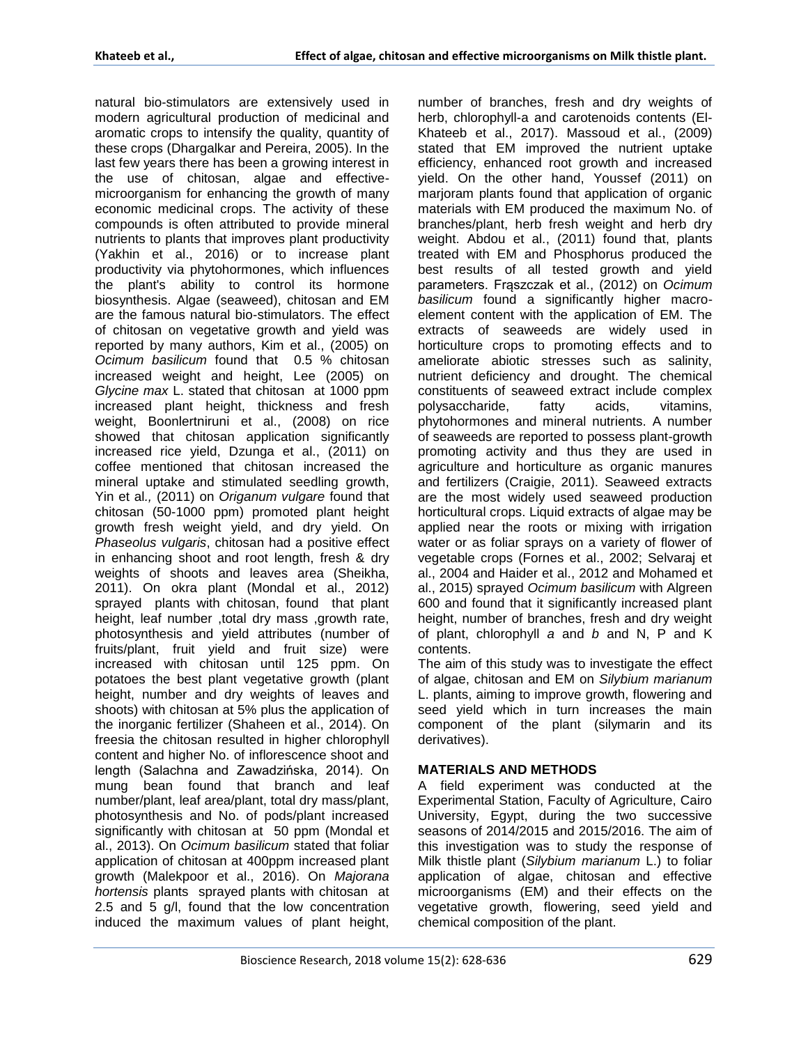natural bio-stimulators are extensively used in modern agricultural production of medicinal and aromatic crops to intensify the quality, quantity of these crops (Dhargalkar and Pereira, 2005). In the last few years there has been a growing interest in the use of chitosan, algae and effective-microorganism for enhancing the growth of many economic medicinal crops. The activity of these compounds is often attributed to provide mineral nutrients to plants that improves plant productivity (Yakhin et al., 2016) or to increase plant productivity via phytohormones, which influences the plant's ability to control its hormone biosynthesis. Algae (seaweed), chitosan and EM are the famous natural bio-stimulators. The effect of chitosan on vegetative growth and yield was reported by many authors, Kim et al., (2005) on *Ocimum basilicum* found that 0.5 % chitosan increased weight and height, Lee (2005) on *Glycine max* L. stated that chitosan at 1000 ppm increased plant height, thickness and fresh weight, Boonlertniruni et al., (2008) on rice showed that chitosan application significantly increased rice yield, Dzunga et al., (2011) on coffee mentioned that chitosan increased the mineral uptake and stimulated seedling growth, Yin et al*.,* (2011) on *Origanum vulgare* found that chitosan (50-1000 ppm) promoted plant height growth fresh weight yield, and dry yield. On *Phaseolus vulgaris*, chitosan had a positive effect in enhancing shoot and root length, fresh & dry weights of shoots and leaves area (Sheikha, 2011). On okra plant (Mondal et al., 2012) sprayed plants with chitosan, found that plant height, leaf number ,total dry mass ,growth rate, photosynthesis and yield attributes (number of fruits/plant, fruit yield and fruit size) were increased with chitosan until 125 ppm. On potatoes the best plant vegetative growth (plant height, number and dry weights of leaves and shoots) with chitosan at 5% plus the application of the inorganic fertilizer (Shaheen et al., 2014). On freesia the chitosan resulted in higher chlorophyll content and higher No. of inflorescence shoot and length (Salachna and Zawadzińska, 2014). On mung bean found that branch and leaf number/plant, leaf area/plant, total dry mass/plant, photosynthesis and No. of pods/plant increased significantly with chitosan at 50 ppm (Mondal et al., 2013). On *Ocimum basilicum* stated that foliar application of chitosan at 400ppm increased plant growth (Malekpoor et al., 2016). On *Majorana hortensis* plants sprayed plants with chitosan at 2.5 and 5 g/l, found that the low concentration induced the maximum values of plant height, number of branches, fresh and dry weights of herb, chlorophyll-a and carotenoids contents (El-Khateeb et al., 2017). Massoud et al., (2009) stated that EM improved the nutrient uptake efficiency, enhanced root growth and increased yield. On the other hand, Youssef (2011) on marjoram plants found that application of organic materials with EM produced the maximum No. of branches/plant, herb fresh weight and herb dry weight. Abdou et al., (2011) found that, plants treated with EM and Phosphorus produced the best results of all tested growth and yield parameters. Frąszczak et al., (2012) on *Ocimum basilicum* found a significantly higher macro-element content with the application of EM. The extracts of seaweeds are widely used in horticulture crops to promoting effects and to ameliorate abiotic stresses such as salinity, nutrient deficiency and drought. The chemical constituents of seaweed extract include complex polysaccharide, fatty acids, vitamins, phytohormones and mineral nutrients. A number of seaweeds are reported to possess plant-growth promoting activity and thus they are used in agriculture and horticulture as organic manures and fertilizers (Craigie, 2011). Seaweed extracts are the most widely used seaweed production horticultural crops. Liquid extracts of algae may be applied near the roots or mixing with irrigation water or as foliar sprays on a variety of flower of vegetable crops (Fornes et al., 2002; Selvaraj et al., 2004 and Haider et al., 2012 and Mohamed et al., 2015) sprayed *Ocimum basilicum* with Algreen 600 and found that it significantly increased plant height, number of branches, fresh and dry weight of plant, chlorophyll *a* and *b* and N, P and K contents.

The aim of this study was to investigate the effect of algae, chitosan and EM on *Silybium marianum* L. plants, aiming to improve growth, flowering and seed yield which in turn increases the main component of the plant (silymarin and its derivatives).

## MATERIALS AND METHODS

A field experiment was conducted at the Experimental Station, Faculty of Agriculture, Cairo University, Egypt, during the two successive seasons of 2014/2015 and 2015/2016. The aim of this investigation was to study the response of Milk thistle plant (*Silybium marianum* L.) to foliar application of algae, chitosan and effective microorganisms (EM) and their effects on the vegetative growth, flowering, seed yield and chemical composition of the plant.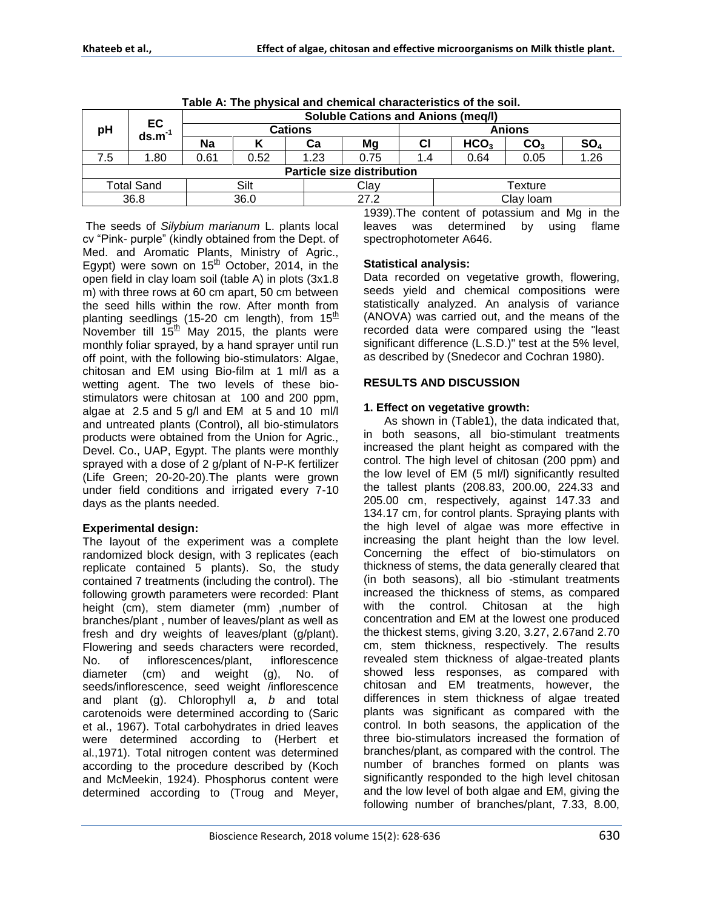**Table A: The physical and chemical characteristics of the soil.**

| pH | EC $ds.m^{-1}$ | Soluble Cations and Anions (meq/l) | | | | | | | |
|---|---|---|---|---|---|---|---|---|---|
| | | Cations | | | | Anions | | | |
| | | Na | K | Ca | Mg | Cl | $HCO_3$ | $CO_3$ | $SO_4$ |
| 7.5 | 1.80 | 0.61 | 0.52 | 1.23 | 0.75 | 1.4 | 0.64 | 0.05 | 1.26 |
| Particle size distribution | | | | | | | | | |
| Total Sand | | Silt | | Clay | | Texture | | | |
| 36.8 | | 36.0 | | 27.2 | | Clay loam | | | |

The seeds of *Silybium marianum* L. plants local cv "Pink- purple" (kindly obtained from the Dept. of Med. and Aromatic Plants, Ministry of Agric., Egypt) were sown on 15th October, 2014, in the open field in clay loam soil (table A) in plots (3x1.8 m) with three rows at 60 cm apart, 50 cm between the seed hills within the row. After month from planting seedlings (15-20 cm length), from 15th November till 15th May 2015, the plants were monthly foliar sprayed, by a hand sprayer until run off point, with the following bio-stimulators: Algae, chitosan and EM using Bio-film at 1 ml/l as a wetting agent. The two levels of these bio-stimulators were chitosan at 100 and 200 ppm, algae at 2.5 and 5 g/l and EM at 5 and 10 ml/l and untreated plants (Control), all bio-stimulators products were obtained from the Union for Agric., Devel. Co., UAP, Egypt. The plants were monthly sprayed with a dose of 2 g/plant of N-P-K fertilizer (Life Green; 20-20-20).The plants were grown under field conditions and irrigated every 7-10 days as the plants needed.

**Experimental design:**

The layout of the experiment was a complete randomized block design, with 3 replicates (each replicate contained 5 plants). So, the study contained 7 treatments (including the control). The following growth parameters were recorded: Plant height (cm), stem diameter (mm) ,number of branches/plant , number of leaves/plant as well as fresh and dry weights of leaves/plant (g/plant). Flowering and seeds characters were recorded, No. of inflorescences/plant, inflorescence diameter (cm) and weight (g), No. of seeds/inflorescence, seed weight /inflorescence and plant (g). Chlorophyll *a*, *b* and total carotenoids were determined according to (Saric et al., 1967). Total carbohydrates in dried leaves were determined according to (Herbert et al.,1971). Total nitrogen content was determined according to the procedure described by (Koch and McMeekin, 1924). Phosphorus content were determined according to (Troug and Meyer, 1939).The content of potassium and Mg in the leaves was determined by using flame spectrophotometer A646.

**Statistical analysis:**

Data recorded on vegetative growth, flowering, seeds yield and chemical compositions were statistically analyzed. An analysis of variance (ANOVA) was carried out, and the means of the recorded data were compared using the "least significant difference (L.S.D.)" test at the 5% level, as described by (Snedecor and Cochran 1980).

## RESULTS AND DISCUSSION

### 1. Effect on vegetative growth:

As shown in (Table1), the data indicated that, in both seasons, all bio-stimulant treatments increased the plant height as compared with the control. The high level of chitosan (200 ppm) and the low level of EM (5 ml/l) significantly resulted the tallest plants (208.83, 200.00, 224.33 and 205.00 cm, respectively, against 147.33 and 134.17 cm, for control plants. Spraying plants with the high level of algae was more effective in increasing the plant height than the low level. Concerning the effect of bio-stimulators on thickness of stems, the data generally cleared that (in both seasons), all bio -stimulant treatments increased the thickness of stems, as compared with the control. Chitosan at the high concentration and EM at the lowest one produced the thickest stems, giving 3.20, 3.27, 2.67and 2.70 cm, stem thickness, respectively. The results revealed stem thickness of algae-treated plants showed less responses, as compared with chitosan and EM treatments, however, the differences in stem thickness of algae treated plants was significant as compared with the control. In both seasons, the application of the three bio-stimulators increased the formation of branches/plant, as compared with the control. The number of branches formed on plants was significantly responded to the high level chitosan and the low level of both algae and EM, giving the following number of branches/plant, 7.33, 8.00,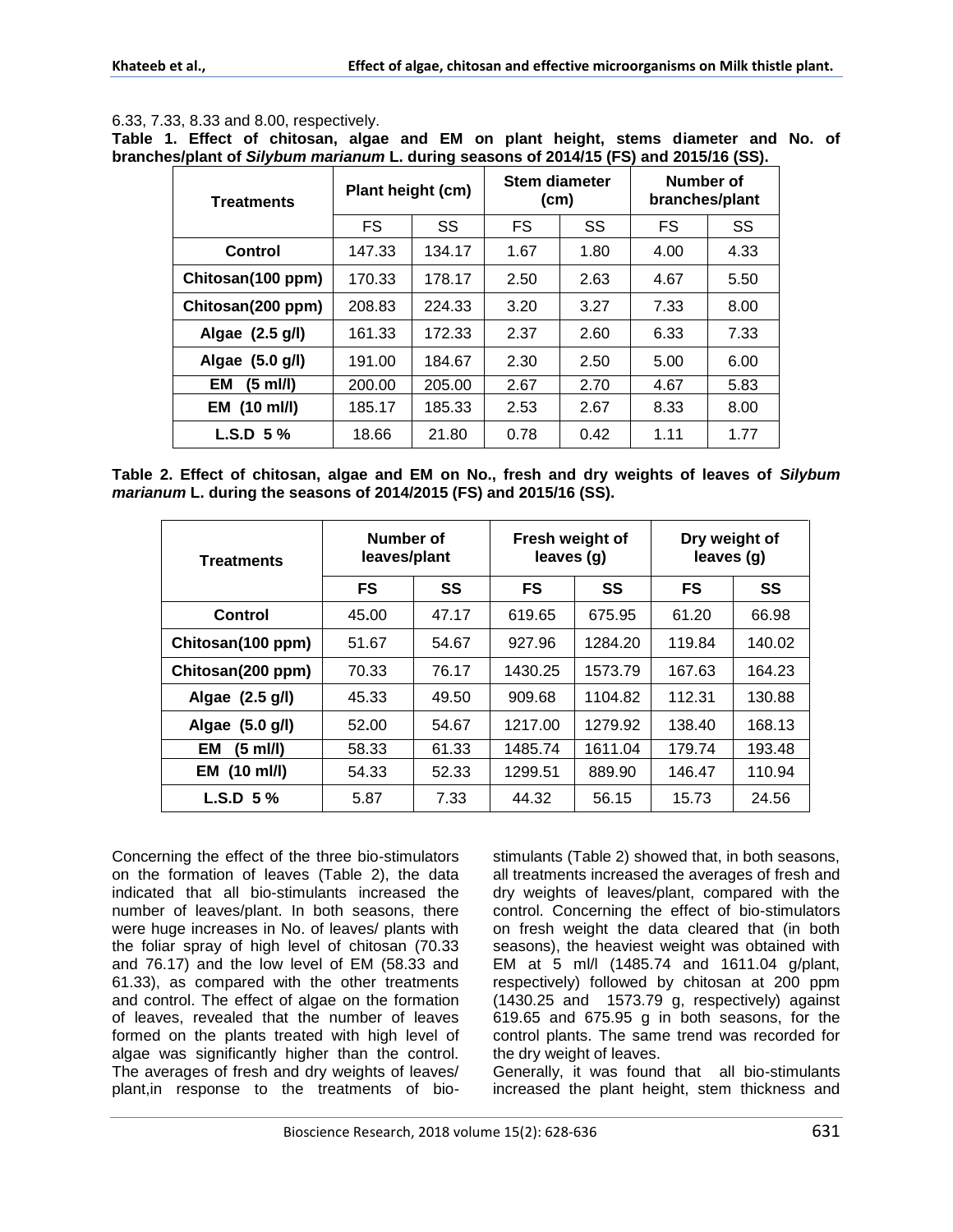6.33, 7.33, 8.33 and 8.00, respectively.

**Table 1. Effect of chitosan, algae and EM on plant height, stems diameter and No. of branches/plant of *Silybum marianum* L. during seasons of 2014/15 (FS) and 2015/16 (SS).**

| Treatments | Plant height (cm) | | Stem diameter (cm) | | Number of branches/plant | |
|---|---|---|---|---|---|---|
| | FS | SS | FS | SS | FS | SS |
| **Control** | 147.33 | 134.17 | 1.67 | 1.80 | 4.00 | 4.33 |
| **Chitosan(100 ppm)** | 170.33 | 178.17 | 2.50 | 2.63 | 4.67 | 5.50 |
| **Chitosan(200 ppm)** | 208.83 | 224.33 | 3.20 | 3.27 | 7.33 | 8.00 |
| **Algae (2.5 g/l)** | 161.33 | 172.33 | 2.37 | 2.60 | 6.33 | 7.33 |
| **Algae (5.0 g/l)** | 191.00 | 184.67 | 2.30 | 2.50 | 5.00 | 6.00 |
| **EM (5 ml/l)** | 200.00 | 205.00 | 2.67 | 2.70 | 4.67 | 5.83 |
| **EM (10 ml/l)** | 185.17 | 185.33 | 2.53 | 2.67 | 8.33 | 8.00 |
| **L.S.D 5 %** | 18.66 | 21.80 | 0.78 | 0.42 | 1.11 | 1.77 |

**Table 2. Effect of chitosan, algae and EM on No., fresh and dry weights of leaves of *Silybum marianum* L. during the seasons of 2014/2015 (FS) and 2015/16 (SS).**

| Treatments | Number of leaves/plant | | Fresh weight of leaves (g) | | Dry weight of leaves (g) | |
|---|---|---|---|---|---|---|
| | **FS** | **SS** | **FS** | **SS** | **FS** | **SS** |
| **Control** | 45.00 | 47.17 | 619.65 | 675.95 | 61.20 | 66.98 |
| **Chitosan(100 ppm)** | 51.67 | 54.67 | 927.96 | 1284.20 | 119.84 | 140.02 |
| **Chitosan(200 ppm)** | 70.33 | 76.17 | 1430.25 | 1573.79 | 167.63 | 164.23 |
| **Algae (2.5 g/l)** | 45.33 | 49.50 | 909.68 | 1104.82 | 112.31 | 130.88 |
| **Algae (5.0 g/l)** | 52.00 | 54.67 | 1217.00 | 1279.92 | 138.40 | 168.13 |
| **EM (5 ml/l)** | 58.33 | 61.33 | 1485.74 | 1611.04 | 179.74 | 193.48 |
| **EM (10 ml/l)** | 54.33 | 52.33 | 1299.51 | 889.90 | 146.47 | 110.94 |
| **L.S.D 5 %** | 5.87 | 7.33 | 44.32 | 56.15 | 15.73 | 24.56 |

Concerning the effect of the three bio-stimulators on the formation of leaves (Table 2), the data indicated that all bio-stimulants increased the number of leaves/plant. In both seasons, there were huge increases in No. of leaves/ plants with the foliar spray of high level of chitosan (70.33 and 76.17) and the low level of EM (58.33 and 61.33), as compared with the other treatments and control. The effect of algae on the formation of leaves, revealed that the number of leaves formed on the plants treated with high level of algae was significantly higher than the control. The averages of fresh and dry weights of leaves/ plant,in response to the treatments of bio-stimulants (Table 2) showed that, in both seasons, all treatments increased the averages of fresh and dry weights of leaves/plant, compared with the control. Concerning the effect of bio-stimulators on fresh weight the data cleared that (in both seasons), the heaviest weight was obtained with EM at 5 ml/l (1485.74 and 1611.04 g/plant, respectively) followed by chitosan at 200 ppm (1430.25 and 1573.79 g, respectively) against 619.65 and 675.95 g in both seasons, for the control plants. The same trend was recorded for the dry weight of leaves.

Generally, it was found that all bio-stimulants increased the plant height, stem thickness and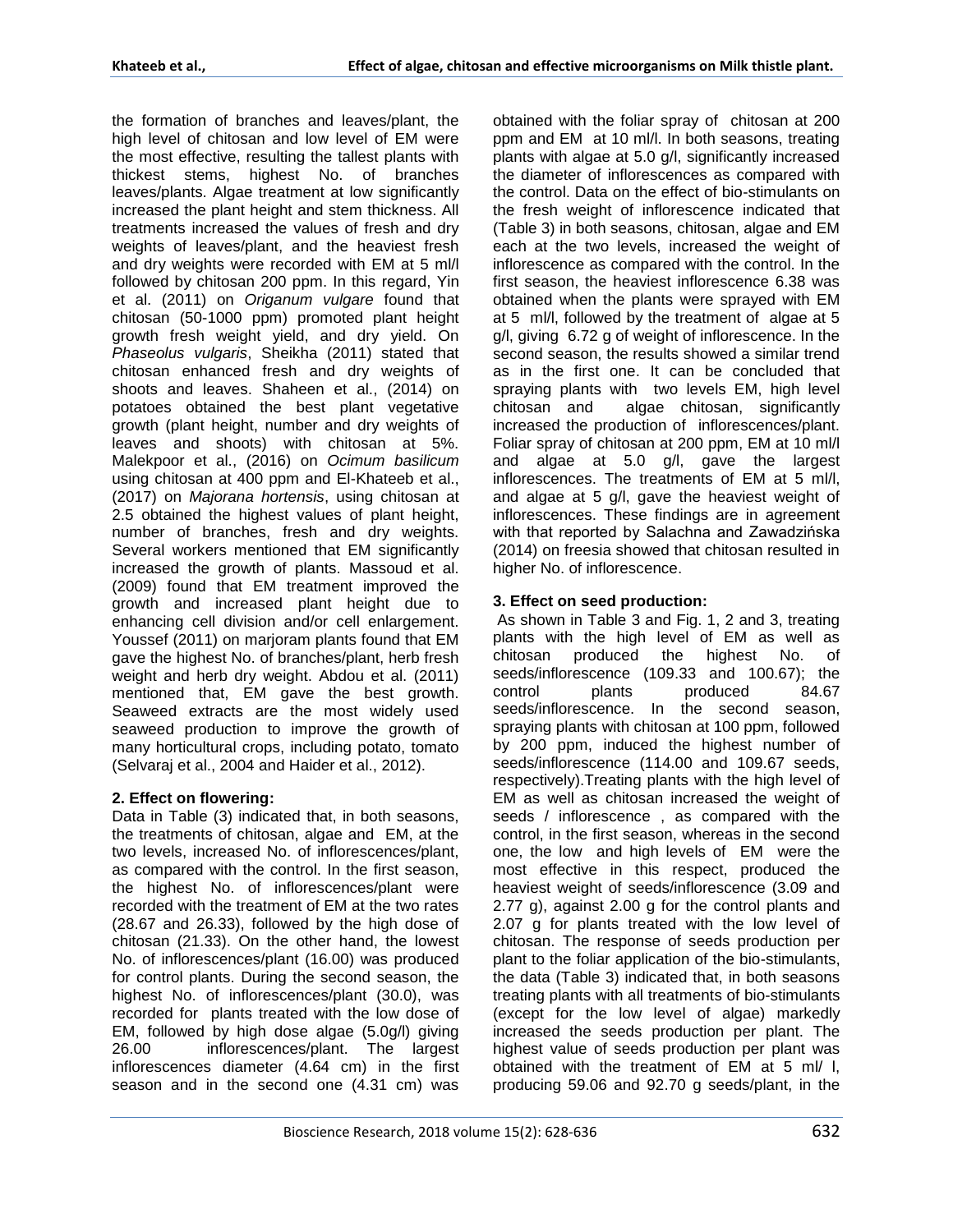the formation of branches and leaves/plant, the high level of chitosan and low level of EM were the most effective, resulting the tallest plants with thickest stems, highest No. of branches leaves/plants. Algae treatment at low significantly increased the plant height and stem thickness. All treatments increased the values of fresh and dry weights of leaves/plant, and the heaviest fresh and dry weights were recorded with EM at 5 ml/l followed by chitosan 200 ppm. In this regard, Yin et al. (2011) on *Origanum vulgare* found that chitosan (50-1000 ppm) promoted plant height growth fresh weight yield, and dry yield. On *Phaseolus vulgaris*, Sheikha (2011) stated that chitosan enhanced fresh and dry weights of shoots and leaves. Shaheen et al., (2014) on potatoes obtained the best plant vegetative growth (plant height, number and dry weights of leaves and shoots) with chitosan at 5%. Malekpoor et al., (2016) on *Ocimum basilicum* using chitosan at 400 ppm and El-Khateeb et al., (2017) on *Majorana hortensis*, using chitosan at 2.5 obtained the highest values of plant height, number of branches, fresh and dry weights. Several workers mentioned that EM significantly increased the growth of plants. Massoud et al. (2009) found that EM treatment improved the growth and increased plant height due to enhancing cell division and/or cell enlargement. Youssef (2011) on marjoram plants found that EM gave the highest No. of branches/plant, herb fresh weight and herb dry weight. Abdou et al. (2011) mentioned that, EM gave the best growth. Seaweed extracts are the most widely used seaweed production to improve the growth of many horticultural crops, including potato, tomato (Selvaraj et al., 2004 and Haider et al., 2012).

### 2. Effect on flowering:

Data in Table (3) indicated that, in both seasons, the treatments of chitosan, algae and EM, at the two levels, increased No. of inflorescences/plant, as compared with the control. In the first season, the highest No. of inflorescences/plant were recorded with the treatment of EM at the two rates (28.67 and 26.33), followed by the high dose of chitosan (21.33). On the other hand, the lowest No. of inflorescences/plant (16.00) was produced for control plants. During the second season, the highest No. of inflorescences/plant (30.0), was recorded for plants treated with the low dose of EM, followed by high dose algae (5.0g/l) giving 26.00 inflorescences/plant. The largest inflorescences diameter (4.64 cm) in the first season and in the second one (4.31 cm) was obtained with the foliar spray of chitosan at 200 ppm and EM at 10 ml/l. In both seasons, treating plants with algae at 5.0 g/l, significantly increased the diameter of inflorescences as compared with the control. Data on the effect of bio-stimulants on the fresh weight of inflorescence indicated that (Table 3) in both seasons, chitosan, algae and EM each at the two levels, increased the weight of inflorescence as compared with the control. In the first season, the heaviest inflorescence 6.38 was obtained when the plants were sprayed with EM at 5 ml/l, followed by the treatment of algae at 5 g/l, giving 6.72 g of weight of inflorescence. In the second season, the results showed a similar trend as in the first one. It can be concluded that spraying plants with two levels EM, high level chitosan and algae chitosan, significantly increased the production of inflorescences/plant. Foliar spray of chitosan at 200 ppm, EM at 10 ml/l and algae at 5.0 g/l, gave the largest inflorescences. The treatments of EM at 5 ml/l, and algae at 5 g/l, gave the heaviest weight of inflorescences. These findings are in agreement with that reported by Salachna and Zawadzińska (2014) on freesia showed that chitosan resulted in higher No. of inflorescence.

### 3. Effect on seed production:

As shown in Table 3 and Fig. 1, 2 and 3, treating plants with the high level of EM as well as chitosan produced the highest No. of seeds/inflorescence (109.33 and 100.67); the control plants produced 84.67 seeds/inflorescence. In the second season, spraying plants with chitosan at 100 ppm, followed by 200 ppm, induced the highest number of seeds/inflorescence (114.00 and 109.67 seeds, respectively).Treating plants with the high level of EM as well as chitosan increased the weight of seeds / inflorescence , as compared with the control, in the first season, whereas in the second one, the low and high levels of EM were the most effective in this respect, produced the heaviest weight of seeds/inflorescence (3.09 and 2.77 g), against 2.00 g for the control plants and 2.07 g for plants treated with the low level of chitosan. The response of seeds production per plant to the foliar application of the bio-stimulants, the data (Table 3) indicated that, in both seasons treating plants with all treatments of bio-stimulants (except for the low level of algae) markedly increased the seeds production per plant. The highest value of seeds production per plant was obtained with the treatment of EM at 5 ml/ l, producing 59.06 and 92.70 g seeds/plant, in the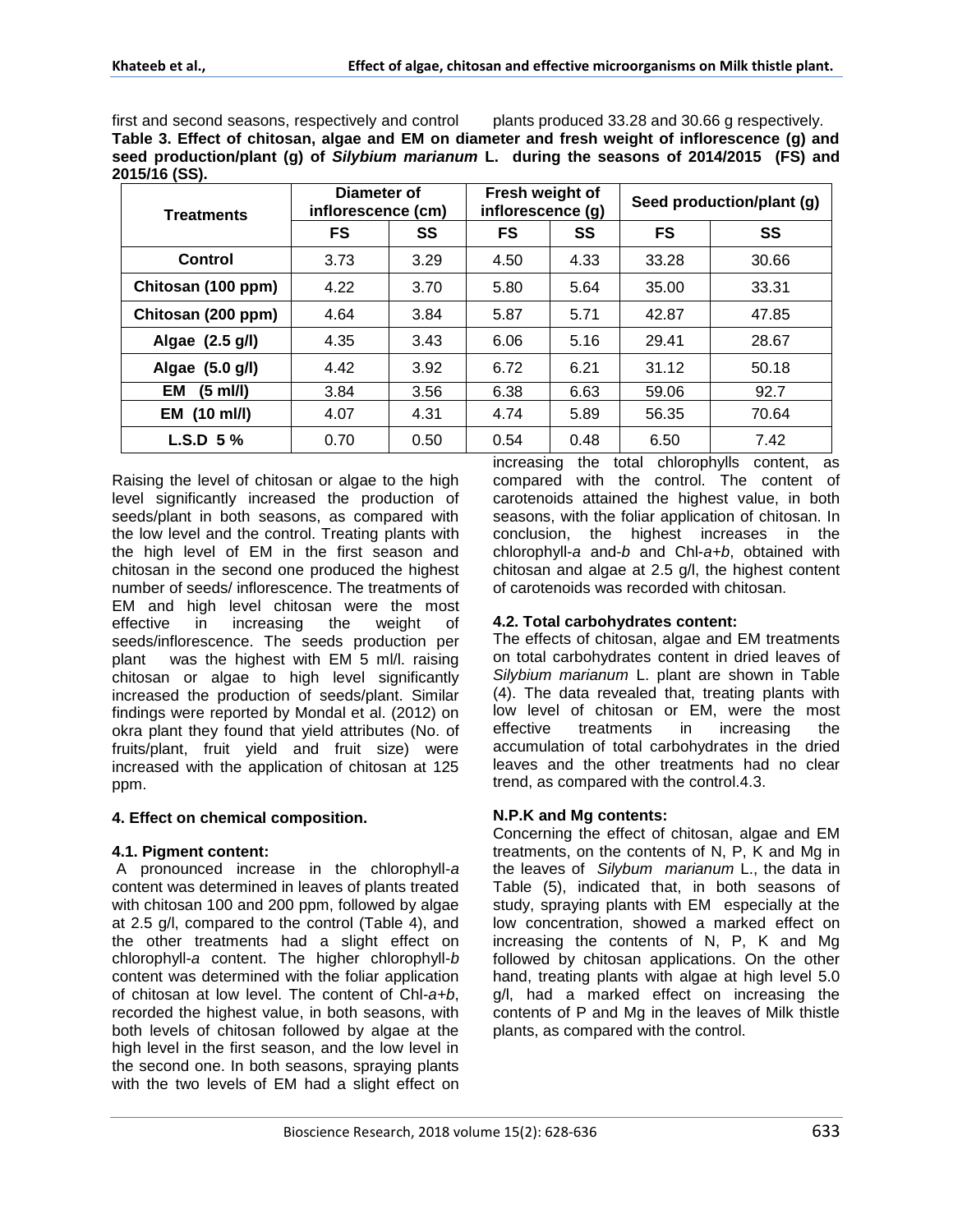first and second seasons, respectively and control plants produced 33.28 and 30.66 g respectively.

**Table 3. Effect of chitosan, algae and EM on diameter and fresh weight of inflorescence (g) and seed production/plant (g) of *Silybium marianum* L. during the seasons of 2014/2015 (FS) and 2015/16 (SS).**

| Treatments | Diameter of inflorescence (cm) | | Fresh weight of inflorescence (g) | | Seed production/plant (g) | |
|---|---|---|---|---|---|---|
| | FS | SS | FS | SS | FS | SS |
| Control | 3.73 | 3.29 | 4.50 | 4.33 | 33.28 | 30.66 |
| Chitosan (100 ppm) | 4.22 | 3.70 | 5.80 | 5.64 | 35.00 | 33.31 |
| Chitosan (200 ppm) | 4.64 | 3.84 | 5.87 | 5.71 | 42.87 | 47.85 |
| Algae (2.5 g/l) | 4.35 | 3.43 | 6.06 | 5.16 | 29.41 | 28.67 |
| Algae (5.0 g/l) | 4.42 | 3.92 | 6.72 | 6.21 | 31.12 | 50.18 |
| EM (5 ml/l) | 3.84 | 3.56 | 6.38 | 6.63 | 59.06 | 92.7 |
| EM (10 ml/l) | 4.07 | 4.31 | 4.74 | 5.89 | 56.35 | 70.64 |
| L.S.D 5 % | 0.70 | 0.50 | 0.54 | 0.48 | 6.50 | 7.42 |

Raising the level of chitosan or algae to the high level significantly increased the production of seeds/plant in both seasons, as compared with the low level and the control. Treating plants with the high level of EM in the first season and chitosan in the second one produced the highest number of seeds/ inflorescence. The treatments of EM and high level chitosan were the most effective in increasing the weight of seeds/inflorescence. The seeds production per plant was the highest with EM 5 ml/l. raising chitosan or algae to high level significantly increased the production of seeds/plant. Similar findings were reported by Mondal et al. (2012) on okra plant they found that yield attributes (No. of fruits/plant, fruit yield and fruit size) were increased with the application of chitosan at 125 ppm.

### 4. Effect on chemical composition.

#### 4.1. Pigment content:

A pronounced increase in the chlorophyll-*a* content was determined in leaves of plants treated with chitosan 100 and 200 ppm, followed by algae at 2.5 g/l, compared to the control (Table 4), and the other treatments had a slight effect on chlorophyll-*a* content. The higher chlorophyll-*b* content was determined with the foliar application of chitosan at low level. The content of Chl-*a+b*, recorded the highest value, in both seasons, with both levels of chitosan followed by algae at the high level in the first season, and the low level in the second one. In both seasons, spraying plants with the two levels of EM had a slight effect on increasing the total chlorophylls content, as compared with the control. The content of carotenoids attained the highest value, in both seasons, with the foliar application of chitosan. In conclusion, the highest increases in the chlorophyll-*a* and-*b* and Chl-*a+b*, obtained with chitosan and algae at 2.5 g/l, the highest content of carotenoids was recorded with chitosan.

#### 4.2. Total carbohydrates content:

The effects of chitosan, algae and EM treatments on total carbohydrates content in dried leaves of *Silybium marianum* L. plant are shown in Table (4). The data revealed that, treating plants with low level of chitosan or EM, were the most effective treatments in increasing the accumulation of total carbohydrates in the dried leaves and the other treatments had no clear trend, as compared with the control.4.3.

#### N.P.K and Mg contents:

Concerning the effect of chitosan, algae and EM treatments, on the contents of N, P, K and Mg in the leaves of *Silybum marianum* L., the data in Table (5), indicated that, in both seasons of study, spraying plants with EM especially at the low concentration, showed a marked effect on increasing the contents of N, P, K and Mg followed by chitosan applications. On the other hand, treating plants with algae at high level 5.0 g/l, had a marked effect on increasing the contents of P and Mg in the leaves of Milk thistle plants, as compared with the control.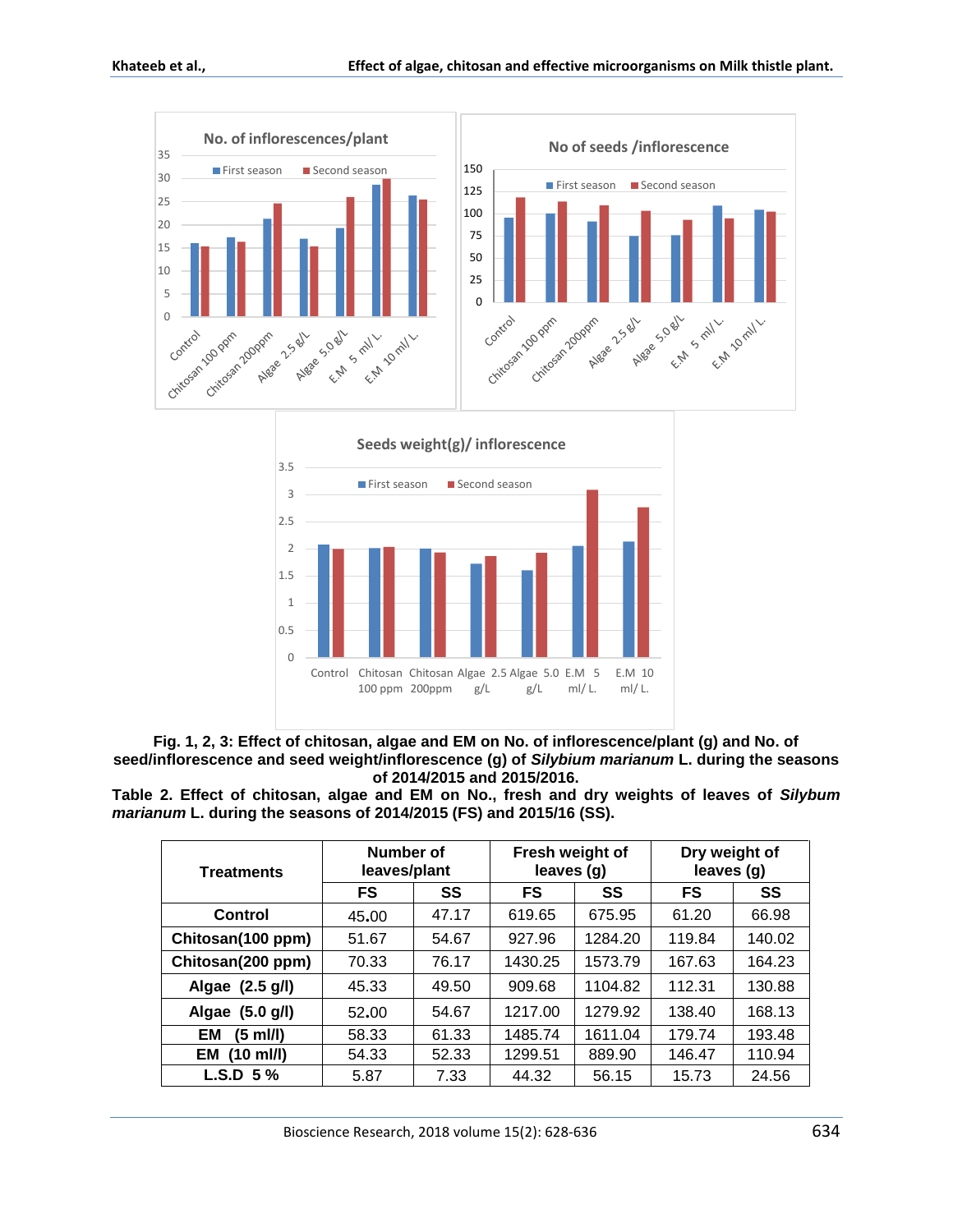**Fig. 1, 2, 3: Effect of chitosan, algae and EM on No. of inflorescence/plant (g) and No. of seed/inflorescence and seed weight/inflorescence (g) of *Silybium marianum* L. during the seasons of 2014/2015 and 2015/2016.**

**Table 2. Effect of chitosan, algae and EM on No., fresh and dry weights of leaves of *Silybum marianum* L. during the seasons of 2014/2015 (FS) and 2015/16 (SS).**

| Treatments | Number of leaves/plant | | Fresh weight of leaves (g) | | Dry weight of leaves (g) | |
|---|---|---|---|---|---|---|
| | FS | SS | FS | SS | FS | SS |
| Control | 45.00 | 47.17 | 619.65 | 675.95 | 61.20 | 66.98 |
| Chitosan(100 ppm) | 51.67 | 54.67 | 927.96 | 1284.20 | 119.84 | 140.02 |
| Chitosan(200 ppm) | 70.33 | 76.17 | 1430.25 | 1573.79 | 167.63 | 164.23 |
| Algae (2.5 g/l) | 45.33 | 49.50 | 909.68 | 1104.82 | 112.31 | 130.88 |
| Algae (5.0 g/l) | 52.00 | 54.67 | 1217.00 | 1279.92 | 138.40 | 168.13 |
| EM (5 ml/l) | 58.33 | 61.33 | 1485.74 | 1611.04 | 179.74 | 193.48 |
| EM (10 ml/l) | 54.33 | 52.33 | 1299.51 | 889.90 | 146.47 | 110.94 |
| L.S.D 5 % | 5.87 | 7.33 | 44.32 | 56.15 | 15.73 | 24.56 |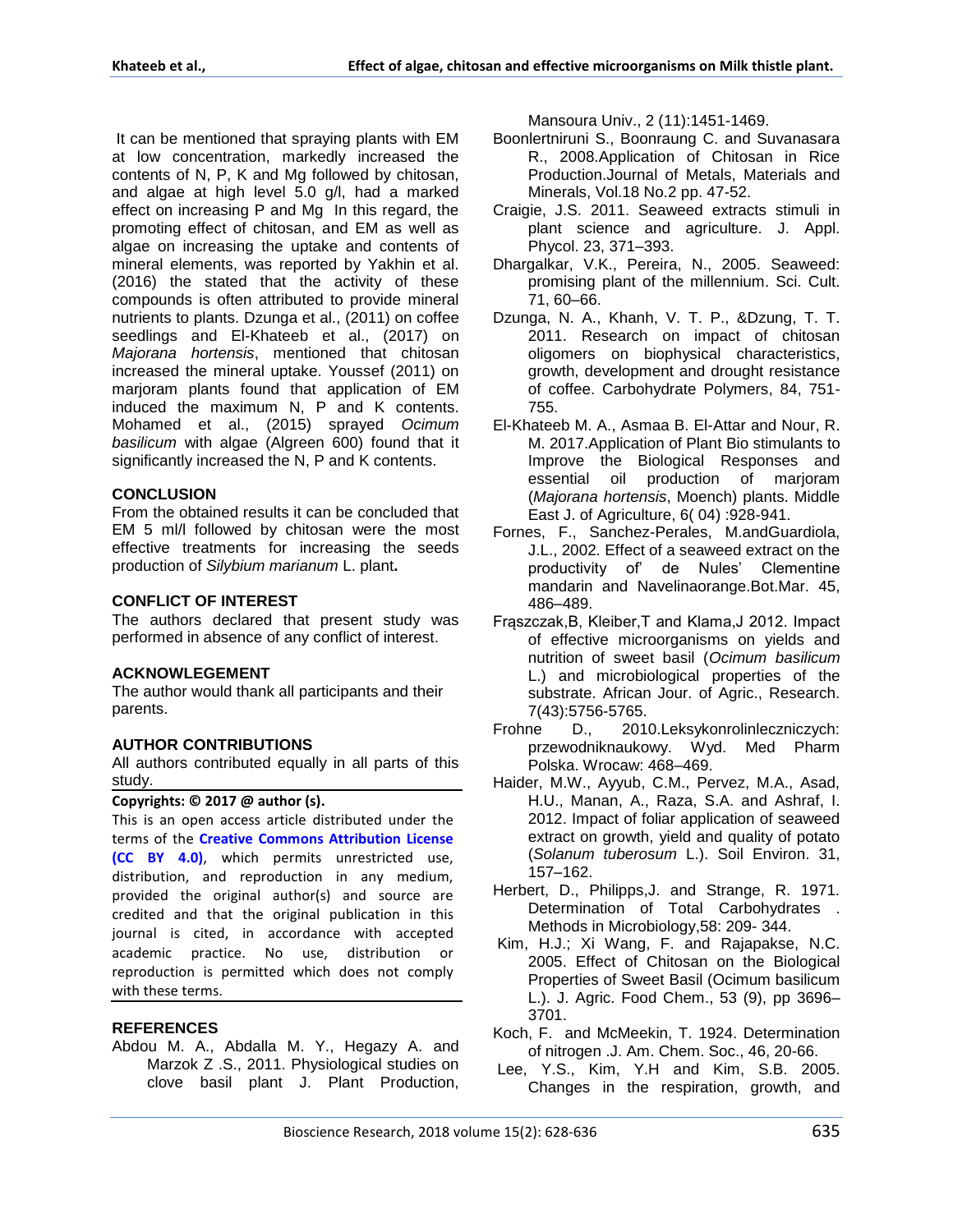It can be mentioned that spraying plants with EM at low concentration, markedly increased the contents of N, P, K and Mg followed by chitosan, and algae at high level 5.0 g/l, had a marked effect on increasing P and Mg In this regard, the promoting effect of chitosan, and EM as well as algae on increasing the uptake and contents of mineral elements, was reported by Yakhin et al. (2016) the stated that the activity of these compounds is often attributed to provide mineral nutrients to plants. Dzunga et al., (2011) on coffee seedlings and El-Khateeb et al., (2017) on *Majorana hortensis*, mentioned that chitosan increased the mineral uptake. Youssef (2011) on marjoram plants found that application of EM induced the maximum N, P and K contents. Mohamed et al., (2015) sprayed *Ocimum basilicum* with algae (Algreen 600) found that it significantly increased the N, P and K contents.

## CONCLUSION

From the obtained results it can be concluded that EM 5 ml/l followed by chitosan were the most effective treatments for increasing the seeds production of *Silybium marianum* L. plant**.**

## CONFLICT OF INTEREST

The authors declared that present study was performed in absence of any conflict of interest.

## ACKNOWLEGEMENT

The author would thank all participants and their parents.

## AUTHOR CONTRIBUTIONS

All authors contributed equally in all parts of this study.

**Copyrights: © 2017 @ author (s).**

This is an open access article distributed under the terms of the **Creative Commons Attribution License (CC BY 4.0)**, which permits unrestricted use, distribution, and reproduction in any medium, provided the original author(s) and source are credited and that the original publication in this journal is cited, in accordance with accepted academic practice. No use, distribution or reproduction is permitted which does not comply with these terms.

## REFERENCES

Abdou M. A., Abdalla M. Y., Hegazy A. and Marzok Z .S., 2011. Physiological studies on clove basil plant J. Plant Production, Mansoura Univ., 2 (11):1451-1469.

Boonlertniruni S., Boonraung C. and Suvanasara R., 2008.Application of Chitosan in Rice Production.Journal of Metals, Materials and Minerals, Vol.18 No.2 pp. 47-52.

Craigie, J.S. 2011. Seaweed extracts stimuli in plant science and agriculture. J. Appl. Phycol. 23, 371–393.

Dhargalkar, V.K., Pereira, N., 2005. Seaweed: promising plant of the millennium. Sci. Cult. 71, 60–66.

Dzunga, N. A., Khanh, V. T. P., &Dzung, T. T. 2011. Research on impact of chitosan oligomers on biophysical characteristics, growth, development and drought resistance of coffee. Carbohydrate Polymers, 84, 751-755.

El-Khateeb M. A., Asmaa B. El-Attar and Nour, R. M. 2017.Application of Plant Bio stimulants to Improve the Biological Responses and essential oil production of marjoram (*Majorana hortensis*, Moench) plants. Middle East J. of Agriculture, 6( 04) :928-941.

Fornes, F., Sanchez-Perales, M.andGuardiola, J.L., 2002. Effect of a seaweed extract on the productivity of' de Nules' Clementine mandarin and Navelinaorange.Bot.Mar. 45, 486–489.

Frąszczak,B, Kleiber,T and Klama,J 2012. Impact of effective microorganisms on yields and nutrition of sweet basil (*Ocimum basilicum* L.) and microbiological properties of the substrate. African Jour. of Agric., Research. 7(43):5756-5765.

Frohne D., 2010.Leksykonrolinleczniczych: przewodniknaukowy. Wyd. Med Pharm Polska. Wrocaw: 468–469.

Haider, M.W., Ayyub, C.M., Pervez, M.A., Asad, H.U., Manan, A., Raza, S.A. and Ashraf, I. 2012. Impact of foliar application of seaweed extract on growth, yield and quality of potato (*Solanum tuberosum* L.). Soil Environ. 31, 157–162.

Herbert, D., Philipps,J. and Strange, R. 1971. Determination of Total Carbohydrates . Methods in Microbiology,58: 209- 344.

Kim, H.J.; Xi Wang, F. and Rajapakse, N.C. 2005. Effect of Chitosan on the Biological Properties of Sweet Basil (Ocimum basilicum L.). J. Agric. Food Chem., 53 (9), pp 3696–3701.

Koch, F. and McMeekin, T. 1924. Determination of nitrogen .J. Am. Chem. Soc., 46, 20-66.

Lee, Y.S., Kim, Y.H and Kim, S.B. 2005. Changes in the respiration, growth, and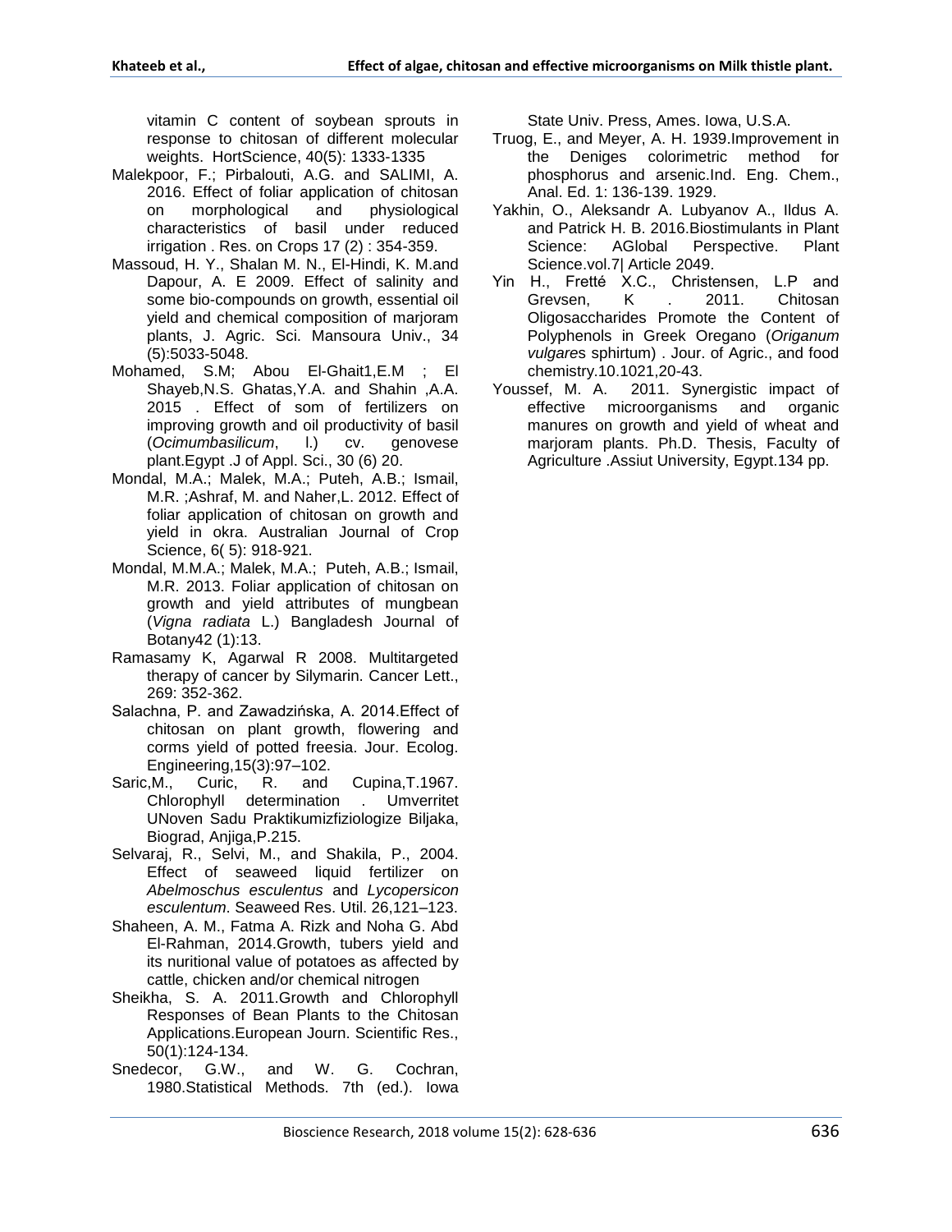vitamin C content of soybean sprouts in response to chitosan of different molecular weights. HortScience, 40(5): 1333-1335

Malekpoor, F.; Pirbalouti, A.G. and SALIMI, A. 2016. Effect of foliar application of chitosan on morphological and physiological characteristics of basil under reduced irrigation . Res. on Crops 17 (2) : 354-359.

Massoud, H. Y., Shalan M. N., El-Hindi, K. M.and Dapour, A. E 2009. Effect of salinity and some bio-compounds on growth, essential oil yield and chemical composition of marjoram plants, J. Agric. Sci. Mansoura Univ., 34 (5):5033-5048.

Mohamed, S.M; Abou El-Ghait1,E.M ; El Shayeb,N.S. Ghatas,Y.A. and Shahin ,A.A. 2015 . Effect of som of fertilizers on improving growth and oil productivity of basil (*Ocimumbasilicum*, l.) cv. genovese plant.Egypt .J of Appl. Sci., 30 (6) 20.

Mondal, M.A.; Malek, M.A.; Puteh, A.B.; Ismail, M.R. ;Ashraf, M. and Naher,L. 2012. Effect of foliar application of chitosan on growth and yield in okra. Australian Journal of Crop Science, 6( 5): 918-921.

Mondal, M.M.A.; Malek, M.A.; Puteh, A.B.; Ismail, M.R. 2013. Foliar application of chitosan on growth and yield attributes of mungbean (*Vigna radiata* L.) Bangladesh Journal of Botany42 (1):13.

Ramasamy K, Agarwal R 2008. Multitargeted therapy of cancer by Silymarin. Cancer Lett., 269: 352-362.

Salachna, P. and Zawadzińska, A. 2014.Effect of chitosan on plant growth, flowering and corms yield of potted freesia. Jour. Ecolog. Engineering,15(3):97–102.

Saric,M., Curic, R. and Cupina,T.1967. Chlorophyll determination . Umverritet UNoven Sadu Praktikumizfiziologize Biljaka, Biograd, Anjiga,P.215.

Selvaraj, R., Selvi, M., and Shakila, P., 2004. Effect of seaweed liquid fertilizer on *Abelmoschus esculentus* and *Lycopersicon esculentum*. Seaweed Res. Util. 26,121–123.

Shaheen, A. M., Fatma A. Rizk and Noha G. Abd El-Rahman, 2014.Growth, tubers yield and its nuritional value of potatoes as affected by cattle, chicken and/or chemical nitrogen

Sheikha, S. A. 2011.Growth and Chlorophyll Responses of Bean Plants to the Chitosan Applications.European Journ. Scientific Res., 50(1):124-134.

Snedecor, G.W., and W. G. Cochran, 1980.Statistical Methods. 7th (ed.). Iowa State Univ. Press, Ames. Iowa, U.S.A.

Truog, E., and Meyer, A. H. 1939.Improvement in the Deniges colorimetric method for phosphorus and arsenic.Ind. Eng. Chem., Anal. Ed. 1: 136-139. 1929.

Yakhin, O., Aleksandr A. Lubyanov A., Ildus A. and Patrick H. B. 2016.Biostimulants in Plant Science: AGlobal Perspective. Plant Science.vol.7| Article 2049.

Yin H., Fretté X.C., Christensen, L.P and Grevsen, K . 2011. Chitosan Oligosaccharides Promote the Content of Polyphenols in Greek Oregano (*Origanum vulgares* sphirtum) . Jour. of Agric., and food chemistry.10.1021,20-43.

Youssef, M. A. 2011. Synergistic impact of effective microorganisms and organic manures on growth and yield of wheat and marjoram plants. Ph.D. Thesis, Faculty of Agriculture .Assiut University, Egypt.134 pp.